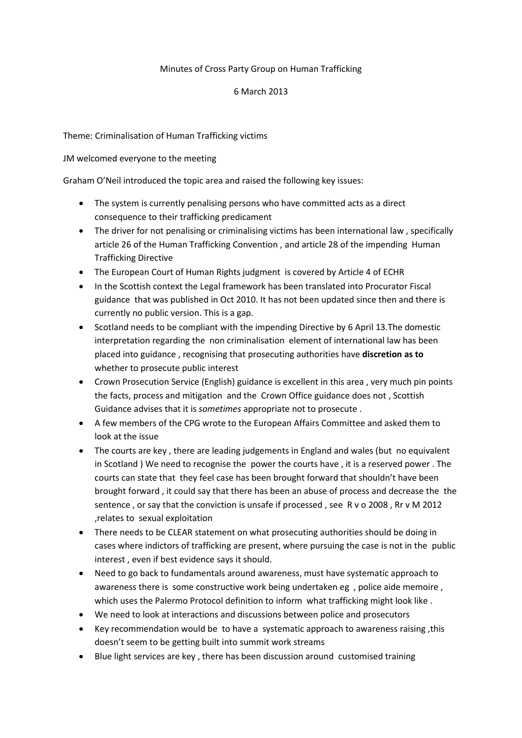Minutes of Cross Party Group on Human Trafficking

6 March 2013

Theme: Criminalisation of Human Trafficking victims

JM welcomed everyone to the meeting

Graham O'Neil introduced the topic area and raised the following key issues:

- The system is currently penalising persons who have committed acts as a direct consequence to their trafficking predicament
- The driver for not penalising or criminalising victims has been international law , specifically article 26 of the Human Trafficking Convention , and article 28 of the impending Human Trafficking Directive
- The European Court of Human Rights judgment is covered by Article 4 of ECHR
- In the Scottish context the Legal framework has been translated into Procurator Fiscal guidance that was published in Oct 2010. It has not been updated since then and there is currently no public version. This is a gap.
- Scotland needs to be compliant with the impending Directive by 6 April 13.The domestic interpretation regarding the non criminalisation element of international law has been placed into guidance , recognising that prosecuting authorities have **discretion as to** whether to prosecute public interest
- Crown Prosecution Service (English) guidance is excellent in this area , very much pin points the facts, process and mitigation and the Crown Office guidance does not , Scottish Guidance advises that it is *sometimes* appropriate not to prosecute .
- A few members of the CPG wrote to the European Affairs Committee and asked them to look at the issue
- The courts are key , there are leading judgements in England and wales (but no equivalent in Scotland ) We need to recognise the power the courts have , it is a reserved power . The courts can state that they feel case has been brought forward that shouldn't have been brought forward , it could say that there has been an abuse of process and decrease the the sentence , or say that the conviction is unsafe if processed , see R v o 2008 , Rr v M 2012 ,relates to sexual exploitation
- There needs to be CLEAR statement on what prosecuting authorities should be doing in cases where indictors of trafficking are present, where pursuing the case is not in the public interest , even if best evidence says it should.
- Need to go back to fundamentals around awareness, must have systematic approach to awareness there is some constructive work being undertaken eg , police aide memoire , which uses the Palermo Protocol definition to inform what trafficking might look like .
- We need to look at interactions and discussions between police and prosecutors
- Key recommendation would be to have a systematic approach to awareness raising ,this doesn't seem to be getting built into summit work streams
- Blue light services are key , there has been discussion around customised training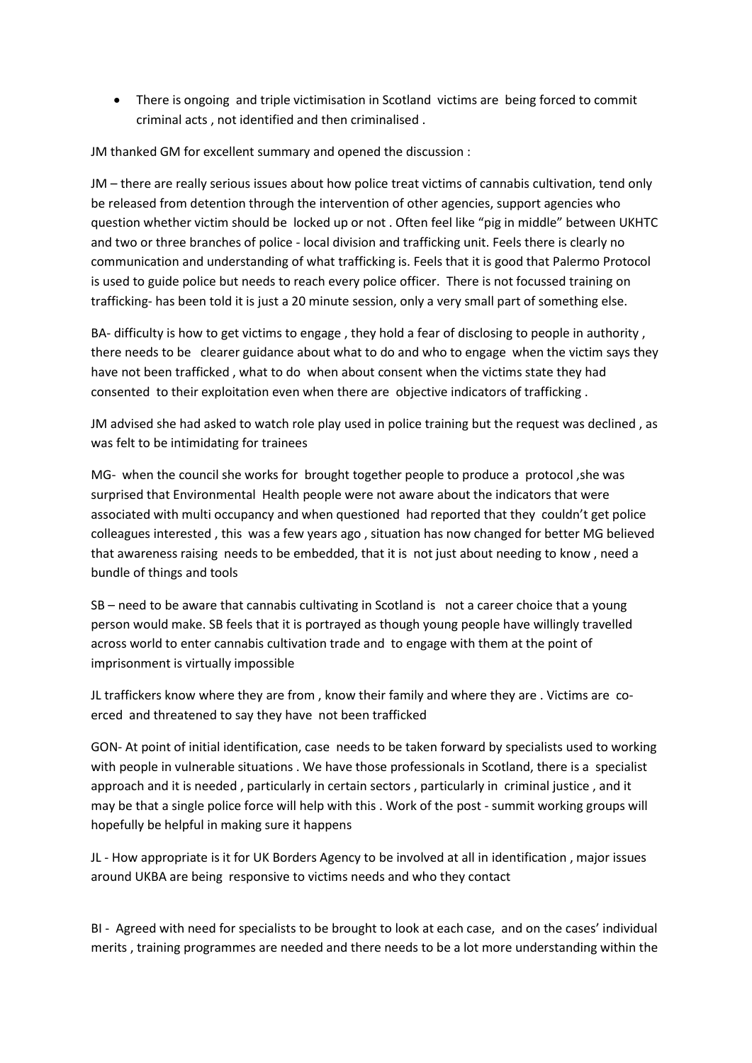- There is ongoing and triple victimisation in Scotland victims are being forced to commit criminal acts , not identified and then criminalised .

JM thanked GM for excellent summary and opened the discussion :

JM – there are really serious issues about how police treat victims of cannabis cultivation, tend only be released from detention through the intervention of other agencies, support agencies who question whether victim should be locked up or not . Often feel like "pig in middle" between UKHTC and two or three branches of police - local division and trafficking unit. Feels there is clearly no communication and understanding of what trafficking is. Feels that it is good that Palermo Protocol is used to guide police but needs to reach every police officer. There is not focussed training on trafficking- has been told it is just a 20 minute session, only a very small part of something else.

BA- difficulty is how to get victims to engage , they hold a fear of disclosing to people in authority , there needs to be clearer guidance about what to do and who to engage when the victim says they have not been trafficked , what to do when about consent when the victims state they had consented to their exploitation even when there are objective indicators of trafficking .

JM advised she had asked to watch role play used in police training but the request was declined , as was felt to be intimidating for trainees

MG- when the council she works for brought together people to produce a protocol ,she was surprised that Environmental Health people were not aware about the indicators that were associated with multi occupancy and when questioned had reported that they couldn't get police colleagues interested , this was a few years ago , situation has now changed for better MG believed that awareness raising needs to be embedded, that it is not just about needing to know , need a bundle of things and tools

SB – need to be aware that cannabis cultivating in Scotland is not a career choice that a young person would make. SB feels that it is portrayed as though young people have willingly travelled across world to enter cannabis cultivation trade and to engage with them at the point of imprisonment is virtually impossible

JL traffickers know where they are from , know their family and where they are . Victims are co-erced and threatened to say they have not been trafficked

GON- At point of initial identification, case needs to be taken forward by specialists used to working with people in vulnerable situations . We have those professionals in Scotland, there is a specialist approach and it is needed , particularly in certain sectors , particularly in criminal justice , and it may be that a single police force will help with this . Work of the post - summit working groups will hopefully be helpful in making sure it happens

JL - How appropriate is it for UK Borders Agency to be involved at all in identification , major issues around UKBA are being responsive to victims needs and who they contact

BI - Agreed with need for specialists to be brought to look at each case, and on the cases' individual merits , training programmes are needed and there needs to be a lot more understanding within the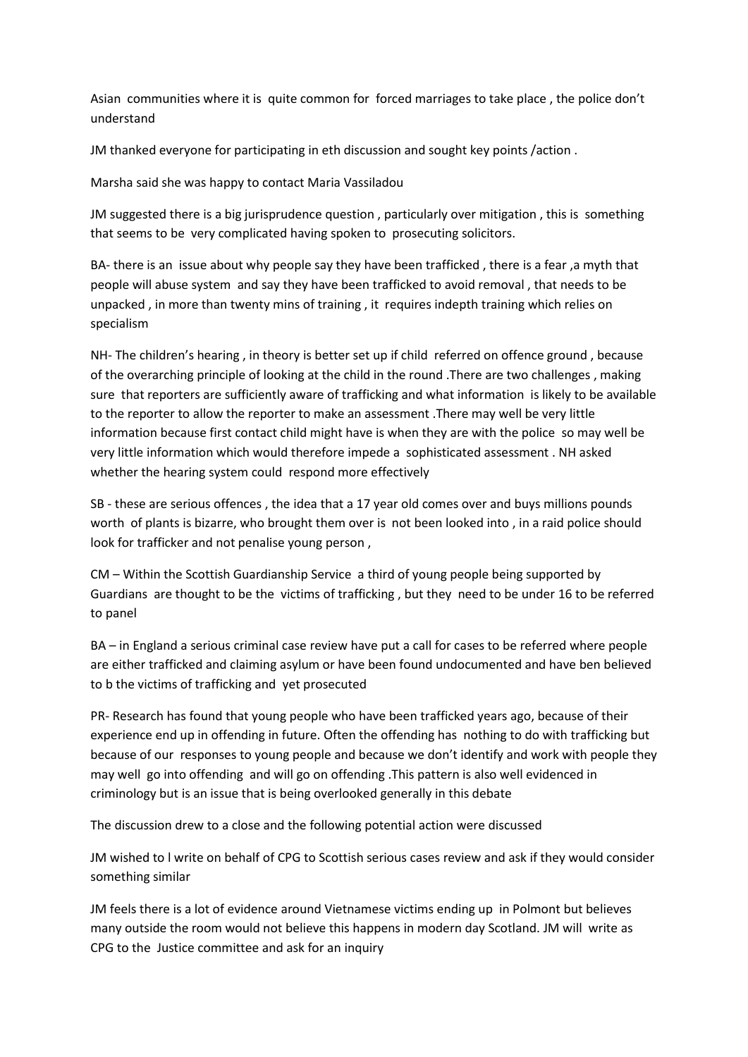Asian communities where it is quite common for forced marriages to take place , the police don't understand

JM thanked everyone for participating in eth discussion and sought key points /action .

Marsha said she was happy to contact Maria Vassiladou

JM suggested there is a big jurisprudence question , particularly over mitigation , this is something that seems to be very complicated having spoken to prosecuting solicitors.

BA- there is an issue about why people say they have been trafficked , there is a fear ,a myth that people will abuse system and say they have been trafficked to avoid removal , that needs to be unpacked , in more than twenty mins of training , it requires indepth training which relies on specialism

NH- The children's hearing , in theory is better set up if child referred on offence ground , because of the overarching principle of looking at the child in the round .There are two challenges , making sure that reporters are sufficiently aware of trafficking and what information is likely to be available to the reporter to allow the reporter to make an assessment .There may well be very little information because first contact child might have is when they are with the police so may well be very little information which would therefore impede a sophisticated assessment . NH asked whether the hearing system could respond more effectively

SB - these are serious offences , the idea that a 17 year old comes over and buys millions pounds worth of plants is bizarre, who brought them over is not been looked into , in a raid police should look for trafficker and not penalise young person ,

CM – Within the Scottish Guardianship Service a third of young people being supported by Guardians are thought to be the victims of trafficking , but they need to be under 16 to be referred to panel

BA – in England a serious criminal case review have put a call for cases to be referred where people are either trafficked and claiming asylum or have been found undocumented and have ben believed to b the victims of trafficking and yet prosecuted

PR- Research has found that young people who have been trafficked years ago, because of their experience end up in offending in future. Often the offending has nothing to do with trafficking but because of our responses to young people and because we don't identify and work with people they may well go into offending and will go on offending .This pattern is also well evidenced in criminology but is an issue that is being overlooked generally in this debate

The discussion drew to a close and the following potential action were discussed

JM wished to l write on behalf of CPG to Scottish serious cases review and ask if they would consider something similar

JM feels there is a lot of evidence around Vietnamese victims ending up in Polmont but believes many outside the room would not believe this happens in modern day Scotland. JM will write as CPG to the Justice committee and ask for an inquiry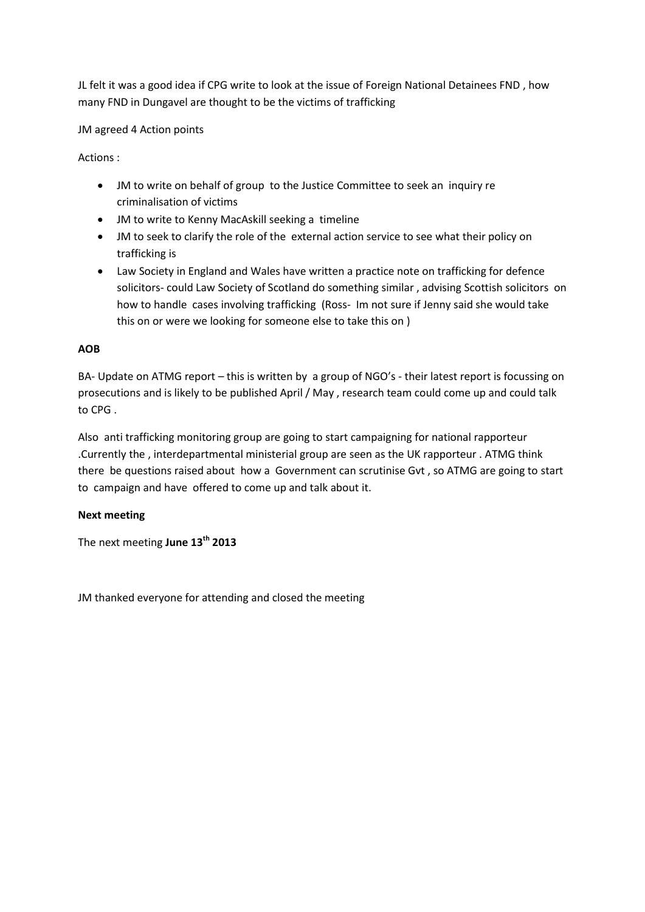JL felt it was a good idea if CPG write to look at the issue of Foreign National Detainees FND , how many FND in Dungavel are thought to be the victims of trafficking

JM agreed 4 Action points

Actions :

- JM to write on behalf of group to the Justice Committee to seek an inquiry re criminalisation of victims
- JM to write to Kenny MacAskill seeking a timeline
- JM to seek to clarify the role of the external action service to see what their policy on trafficking is
- Law Society in England and Wales have written a practice note on trafficking for defence solicitors- could Law Society of Scotland do something similar , advising Scottish solicitors on how to handle cases involving trafficking (Ross- Im not sure if Jenny said she would take this on or were we looking for someone else to take this on )

**AOB**

BA- Update on ATMG report – this is written by a group of NGO's - their latest report is focussing on prosecutions and is likely to be published April / May , research team could come up and could talk to CPG .

Also anti trafficking monitoring group are going to start campaigning for national rapporteur .Currently the , interdepartmental ministerial group are seen as the UK rapporteur . ATMG think there be questions raised about how a Government can scrutinise Gvt , so ATMG are going to start to campaign and have offered to come up and talk about it.

**Next meeting**

The next meeting **June 13th 2013**

JM thanked everyone for attending and closed the meeting